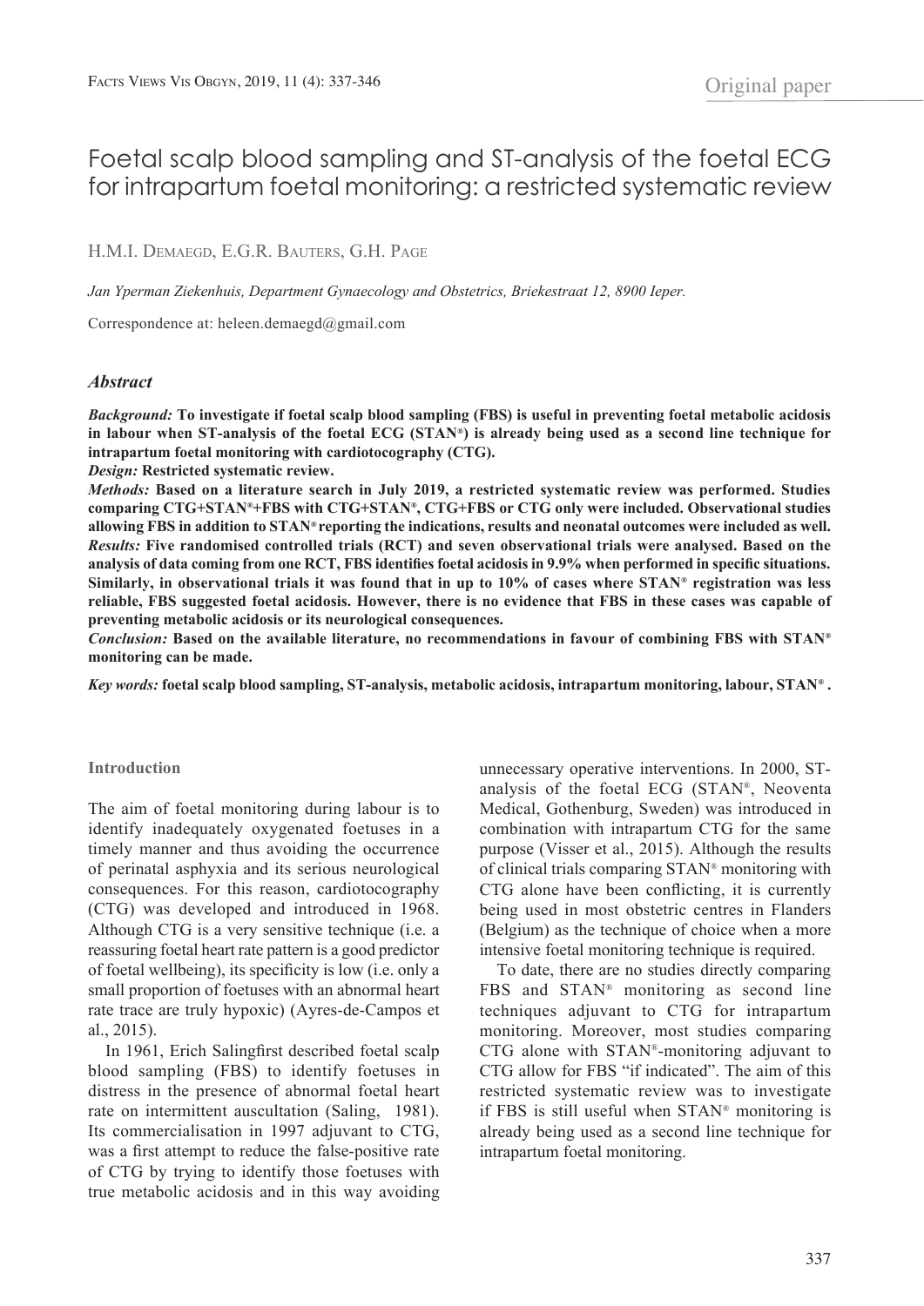Original paper

# Foetal scalp blood sampling and ST-analysis of the foetal ECG for intrapartum foetal monitoring: a restricted systematic review

H.M.I. Demaegd, E.G.R. Bauters, G.H. Page

*Jan Yperman Ziekenhuis, Department Gynaecology and Obstetrics, Briekestraat 12, 8900 Ieper.*

Correspondence at: heleen.demaegd@gmail.com

## *Abstract*

***Background:*** **To investigate if foetal scalp blood sampling (FBS) is useful in preventing foetal metabolic acidosis in labour when ST-analysis of the foetal ECG (STAN®) is already being used as a second line technique for intrapartum foetal monitoring with cardiotocography (CTG).**

***Design:*** **Restricted systematic review.**

***Methods:*** **Based on a literature search in July 2019, a restricted systematic review was performed. Studies comparing CTG+STAN®+FBS with CTG+STAN®, CTG+FBS or CTG only were included. Observational studies allowing FBS in addition to STAN® reporting the indications, results and neonatal outcomes were included as well.**

***Results:*** **Five randomised controlled trials (RCT) and seven observational trials were analysed. Based on the analysis of data coming from one RCT, FBS identifies foetal acidosis in 9.9% when performed in specific situations. Similarly, in observational trials it was found that in up to 10% of cases where STAN® registration was less reliable, FBS suggested foetal acidosis. However, there is no evidence that FBS in these cases was capable of preventing metabolic acidosis or its neurological consequences.**

***Conclusion:*** **Based on the available literature, no recommendations in favour of combining FBS with STAN® monitoring can be made.**

***Key words:*** **foetal scalp blood sampling, ST-analysis, metabolic acidosis, intrapartum monitoring, labour, STAN® .**

### Introduction

The aim of foetal monitoring during labour is to identify inadequately oxygenated foetuses in a timely manner and thus avoiding the occurrence of perinatal asphyxia and its serious neurological consequences. For this reason, cardiotocography (CTG) was developed and introduced in 1968. Although CTG is a very sensitive technique (i.e. a reassuring foetal heart rate pattern is a good predictor of foetal wellbeing), its specificity is low (i.e. only a small proportion of foetuses with an abnormal heart rate trace are truly hypoxic) (Ayres-de-Campos et al., 2015).

In 1961, Erich Salingfirst described foetal scalp blood sampling (FBS) to identify foetuses in distress in the presence of abnormal foetal heart rate on intermittent auscultation (Saling, 1981). Its commercialisation in 1997 adjuvant to CTG, was a first attempt to reduce the false-positive rate of CTG by trying to identify those foetuses with true metabolic acidosis and in this way avoiding unnecessary operative interventions. In 2000, ST-analysis of the foetal ECG (STAN®, Neoventa Medical, Gothenburg, Sweden) was introduced in combination with intrapartum CTG for the same purpose (Visser et al., 2015). Although the results of clinical trials comparing STAN® monitoring with CTG alone have been conflicting, it is currently being used in most obstetric centres in Flanders (Belgium) as the technique of choice when a more intensive foetal monitoring technique is required.

To date, there are no studies directly comparing FBS and STAN® monitoring as second line techniques adjuvant to CTG for intrapartum monitoring. Moreover, most studies comparing CTG alone with STAN®-monitoring adjuvant to CTG allow for FBS "if indicated". The aim of this restricted systematic review was to investigate if FBS is still useful when STAN® monitoring is already being used as a second line technique for intrapartum foetal monitoring.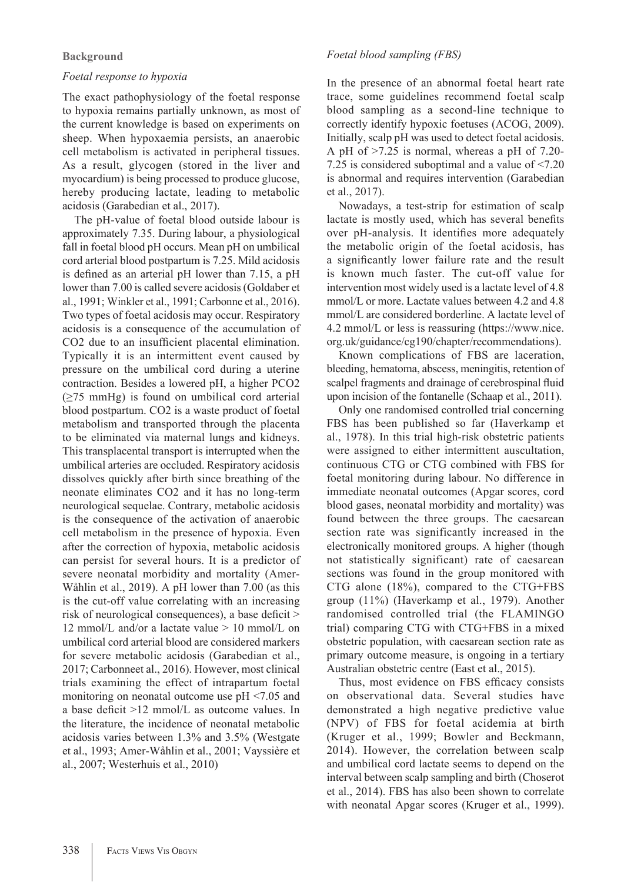## Background

### *Foetal response to hypoxia*

The exact pathophysiology of the foetal response to hypoxia remains partially unknown, as most of the current knowledge is based on experiments on sheep. When hypoxaemia persists, an anaerobic cell metabolism is activated in peripheral tissues. As a result, glycogen (stored in the liver and myocardium) is being processed to produce glucose, hereby producing lactate, leading to metabolic acidosis (Garabedian et al., 2017).

The pH-value of foetal blood outside labour is approximately 7.35. During labour, a physiological fall in foetal blood pH occurs. Mean pH on umbilical cord arterial blood postpartum is 7.25. Mild acidosis is defined as an arterial pH lower than 7.15, a pH lower than 7.00 is called severe acidosis (Goldaber et al., 1991; Winkler et al., 1991; Carbonne et al., 2016). Two types of foetal acidosis may occur. Respiratory acidosis is a consequence of the accumulation of $CO_2$ due to an insufficient placental elimination. Typically it is an intermittent event caused by pressure on the umbilical cord during a uterine contraction. Besides a lowered pH, a higher $PCO_2$ (≥75 mmHg) is found on umbilical cord arterial blood postpartum. $CO_2$ is a waste product of foetal metabolism and transported through the placenta to be eliminated via maternal lungs and kidneys. This transplacental transport is interrupted when the umbilical arteries are occluded. Respiratory acidosis dissolves quickly after birth since breathing of the neonate eliminates $CO_2$ and it has no long-term neurological sequelae. Contrary, metabolic acidosis is the consequence of the activation of anaerobic cell metabolism in the presence of hypoxia. Even after the correction of hypoxia, metabolic acidosis can persist for several hours. It is a predictor of severe neonatal morbidity and mortality (Amer-Wåhlin et al., 2019). A pH lower than 7.00 (as this is the cut-off value correlating with an increasing risk of neurological consequences), a base deficit > 12 mmol/L and/or a lactate value > 10 mmol/L on umbilical cord arterial blood are considered markers for severe metabolic acidosis (Garabedian et al., 2017; Carbonneet al., 2016). However, most clinical trials examining the effect of intrapartum foetal monitoring on neonatal outcome use pH <7.05 and a base deficit >12 mmol/L as outcome values. In the literature, the incidence of neonatal metabolic acidosis varies between 1.3% and 3.5% (Westgate et al., 1993; Amer-Wåhlin et al., 2001; Vayssière et al., 2007; Westerhuis et al., 2010)

### *Foetal blood sampling (FBS)*

In the presence of an abnormal foetal heart rate trace, some guidelines recommend foetal scalp blood sampling as a second-line technique to correctly identify hypoxic foetuses (ACOG, 2009). Initially, scalp pH was used to detect foetal acidosis. A pH of >7.25 is normal, whereas a pH of 7.20-7.25 is considered suboptimal and a value of <7.20 is abnormal and requires intervention (Garabedian et al., 2017).

Nowadays, a test-strip for estimation of scalp lactate is mostly used, which has several benefits over pH-analysis. It identifies more adequately the metabolic origin of the foetal acidosis, has a significantly lower failure rate and the result is known much faster. The cut-off value for intervention most widely used is a lactate level of 4.8 mmol/L or more. Lactate values between 4.2 and 4.8 mmol/L are considered borderline. A lactate level of 4.2 mmol/L or less is reassuring (https://www.nice.org.uk/guidance/cg190/chapter/recommendations).

Known complications of FBS are laceration, bleeding, hematoma, abscess, meningitis, retention of scalpel fragments and drainage of cerebrospinal fluid upon incision of the fontanelle (Schaap et al., 2011).

Only one randomised controlled trial concerning FBS has been published so far (Haverkamp et al., 1978). In this trial high-risk obstetric patients were assigned to either intermittent auscultation, continuous CTG or CTG combined with FBS for foetal monitoring during labour. No difference in immediate neonatal outcomes (Apgar scores, cord blood gases, neonatal morbidity and mortality) was found between the three groups. The caesarean section rate was significantly increased in the electronically monitored groups. A higher (though not statistically significant) rate of caesarean sections was found in the group monitored with CTG alone (18%), compared to the CTG+FBS group (11%) (Haverkamp et al., 1979). Another randomised controlled trial (the FLAMINGO trial) comparing CTG with CTG+FBS in a mixed obstetric population, with caesarean section rate as primary outcome measure, is ongoing in a tertiary Australian obstetric centre (East et al., 2015).

Thus, most evidence on FBS efficacy consists on observational data. Several studies have demonstrated a high negative predictive value (NPV) of FBS for foetal acidemia at birth (Kruger et al., 1999; Bowler and Beckmann, 2014). However, the correlation between scalp and umbilical cord lactate seems to depend on the interval between scalp sampling and birth (Choserot et al., 2014). FBS has also been shown to correlate with neonatal Apgar scores (Kruger et al., 1999).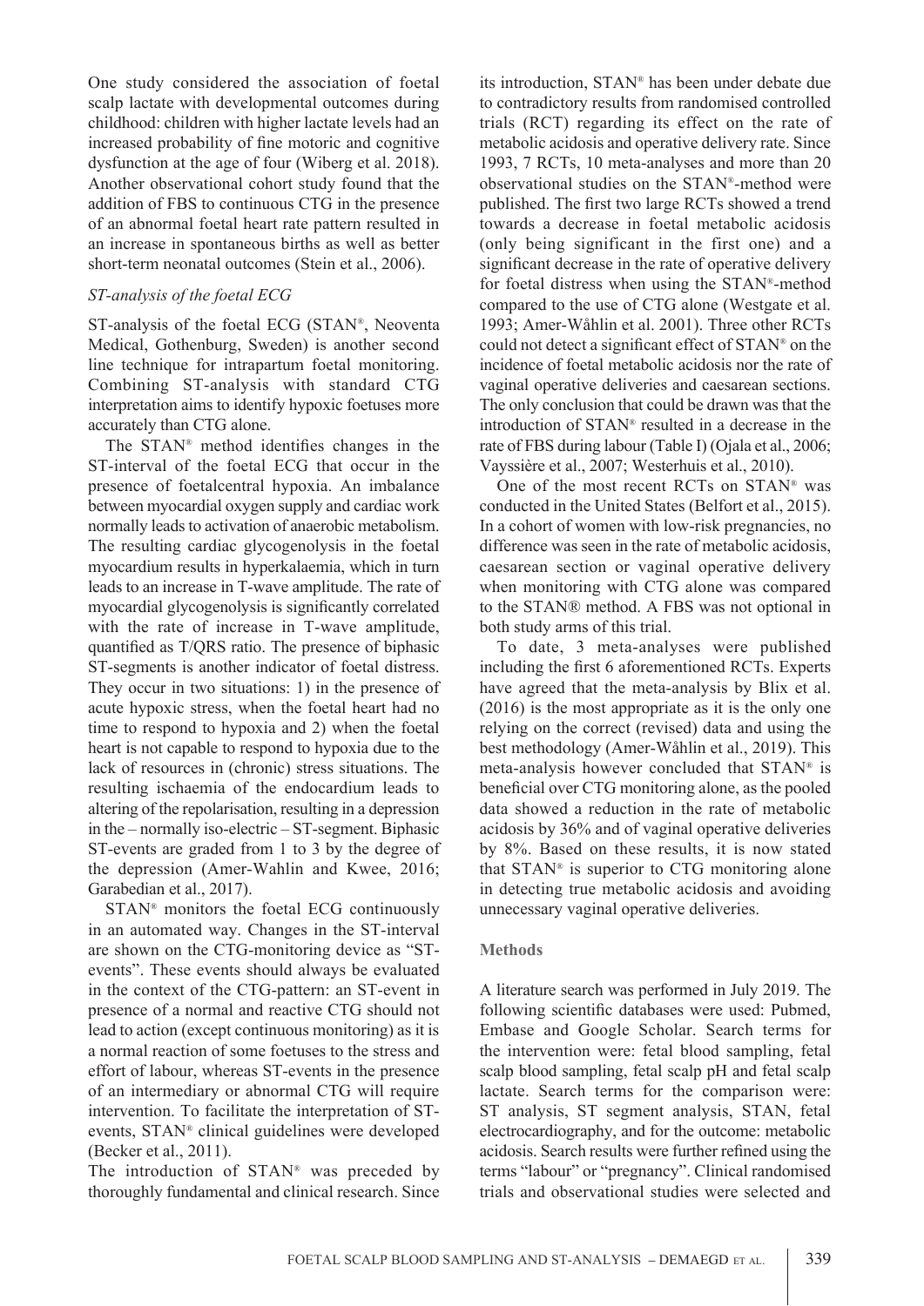One study considered the association of foetal scalp lactate with developmental outcomes during childhood: children with higher lactate levels had an increased probability of fine motoric and cognitive dysfunction at the age of four (Wiberg et al. 2018). Another observational cohort study found that the addition of FBS to continuous CTG in the presence of an abnormal foetal heart rate pattern resulted in an increase in spontaneous births as well as better short-term neonatal outcomes (Stein et al., 2006).

### *ST-analysis of the foetal ECG*

ST-analysis of the foetal ECG (STAN®, Neoventa Medical, Gothenburg, Sweden) is another second line technique for intrapartum foetal monitoring. Combining ST-analysis with standard CTG interpretation aims to identify hypoxic foetuses more accurately than CTG alone.

The STAN® method identifies changes in the ST-interval of the foetal ECG that occur in the presence of foetalcentral hypoxia. An imbalance between myocardial oxygen supply and cardiac work normally leads to activation of anaerobic metabolism. The resulting cardiac glycogenolysis in the foetal myocardium results in hyperkalaemia, which in turn leads to an increase in T-wave amplitude. The rate of myocardial glycogenolysis is significantly correlated with the rate of increase in T-wave amplitude, quantified as T/QRS ratio. The presence of biphasic ST-segments is another indicator of foetal distress. They occur in two situations: 1) in the presence of acute hypoxic stress, when the foetal heart had no time to respond to hypoxia and 2) when the foetal heart is not capable to respond to hypoxia due to the lack of resources in (chronic) stress situations. The resulting ischaemia of the endocardium leads to altering of the repolarisation, resulting in a depression in the – normally iso-electric – ST-segment. Biphasic ST-events are graded from 1 to 3 by the degree of the depression (Amer-Wahlin and Kwee, 2016; Garabedian et al., 2017).

STAN® monitors the foetal ECG continuously in an automated way. Changes in the ST-interval are shown on the CTG-monitoring device as "ST-events". These events should always be evaluated in the context of the CTG-pattern: an ST-event in presence of a normal and reactive CTG should not lead to action (except continuous monitoring) as it is a normal reaction of some foetuses to the stress and effort of labour, whereas ST-events in the presence of an intermediary or abnormal CTG will require intervention. To facilitate the interpretation of ST-events, STAN® clinical guidelines were developed (Becker et al., 2011).

The introduction of STAN® was preceded by thoroughly fundamental and clinical research. Since its introduction, STAN® has been under debate due to contradictory results from randomised controlled trials (RCT) regarding its effect on the rate of metabolic acidosis and operative delivery rate. Since 1993, 7 RCTs, 10 meta-analyses and more than 20 observational studies on the STAN®-method were published. The first two large RCTs showed a trend towards a decrease in foetal metabolic acidosis (only being significant in the first one) and a significant decrease in the rate of operative delivery for foetal distress when using the STAN®-method compared to the use of CTG alone (Westgate et al. 1993; Amer-Wåhlin et al. 2001). Three other RCTs could not detect a significant effect of STAN® on the incidence of foetal metabolic acidosis nor the rate of vaginal operative deliveries and caesarean sections. The only conclusion that could be drawn was that the introduction of STAN® resulted in a decrease in the rate of FBS during labour (Table I) (Ojala et al., 2006; Vayssière et al., 2007; Westerhuis et al., 2010).

One of the most recent RCTs on STAN® was conducted in the United States (Belfort et al., 2015). In a cohort of women with low-risk pregnancies, no difference was seen in the rate of metabolic acidosis, caesarean section or vaginal operative delivery when monitoring with CTG alone was compared to the STAN® method. A FBS was not optional in both study arms of this trial.

To date, 3 meta-analyses were published including the first 6 aforementioned RCTs. Experts have agreed that the meta-analysis by Blix et al. (2016) is the most appropriate as it is the only one relying on the correct (revised) data and using the best methodology (Amer-Wåhlin et al., 2019). This meta-analysis however concluded that STAN® is beneficial over CTG monitoring alone, as the pooled data showed a reduction in the rate of metabolic acidosis by 36% and of vaginal operative deliveries by 8%. Based on these results, it is now stated that STAN® is superior to CTG monitoring alone in detecting true metabolic acidosis and avoiding unnecessary vaginal operative deliveries.

## Methods

A literature search was performed in July 2019. The following scientific databases were used: Pubmed, Embase and Google Scholar. Search terms for the intervention were: fetal blood sampling, fetal scalp blood sampling, fetal scalp pH and fetal scalp lactate. Search terms for the comparison were: ST analysis, ST segment analysis, STAN, fetal electrocardiography, and for the outcome: metabolic acidosis. Search results were further refined using the terms "labour" or "pregnancy". Clinical randomised trials and observational studies were selected and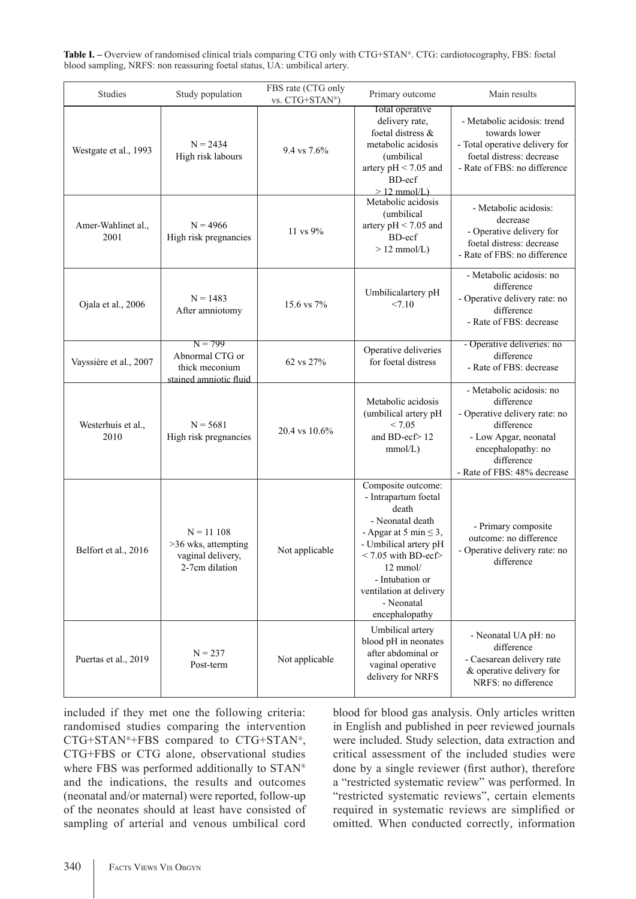**Table I. –** Overview of randomised clinical trials comparing CTG only with CTG+STAN®. CTG: cardiotocography, FBS: foetal blood sampling, NRFS: non reassuring foetal status, UA: umbilical artery.

| Studies | Study population | FBS rate (CTG only vs. CTG+STAN®) | Primary outcome | Main results |
|---|---|---|---|---|
| Westgate et al., 1993 | N = 2434<br>High risk labours | 9.4 vs 7.6% | Total operative delivery rate, foetal distress & metabolic acidosis (umbilical artery pH < 7.05 and BD-ecf > 12 mmol/L) | - Metabolic acidosis: trend towards lower<br>- Total operative delivery for foetal distress: decrease<br>- Rate of FBS: no difference |
| Amer-Wahlinet al., 2001 | N = 4966<br>High risk pregnancies | 11 vs 9% | Metabolic acidosis (umbilical artery pH < 7.05 and BD-ecf > 12 mmol/L) | - Metabolic acidosis: decrease<br>- Operative delivery for foetal distress: decrease<br>- Rate of FBS: no difference |
| Ojala et al., 2006 | N = 1483<br>After amniotomy | 15.6 vs 7% | Umbilicalartery pH <7.10 | - Metabolic acidosis: no difference<br>- Operative delivery rate: no difference<br>- Rate of FBS: decrease |
| Vayssière et al., 2007 | N = 799<br>Abnormal CTG or thick meconium stained amniotic fluid | 62 vs 27% | Operative deliveries for foetal distress | - Operative deliveries: no difference<br>- Rate of FBS: decrease |
| Westerhuis et al., 2010 | N = 5681<br>High risk pregnancies | 20.4 vs 10.6% | Metabolic acidosis (umbilical artery pH < 7.05 and BD-ecf> 12 mmol/L) | - Metabolic acidosis: no difference<br>- Operative delivery rate: no difference<br>- Low Apgar, neonatal encephalopathy: no difference<br>- Rate of FBS: 48% decrease |
| Belfort et al., 2016 | N = 11 108<br>>36 wks, attempting vaginal delivery, 2-7cm dilation | Not applicable | Composite outcome:<br>- Intrapartum foetal death<br>- Neonatal death<br>- Apgar at 5 min ≤ 3,<br>- Umbilical artery pH < 7.05 with BD-ecf> 12 mmol/<br>- Intubation or ventilation at delivery<br>- Neonatal encephalopathy | - Primary composite outcome: no difference<br>- Operative delivery rate: no difference |
| Puertas et al., 2019 | N = 237<br>Post-term | Not applicable | Umbilical artery blood pH in neonates after abdominal or vaginal operative delivery for NRFS | - Neonatal UA pH: no difference<br>- Caesarean delivery rate & operative delivery for NRFS: no difference |

included if they met one the following criteria: randomised studies comparing the intervention CTG+STAN®+FBS compared to CTG+STAN®, CTG+FBS or CTG alone, observational studies where FBS was performed additionally to STAN® and the indications, the results and outcomes (neonatal and/or maternal) were reported, follow-up of the neonates should at least have consisted of sampling of arterial and venous umbilical cord blood for blood gas analysis. Only articles written in English and published in peer reviewed journals were included. Study selection, data extraction and critical assessment of the included studies were done by a single reviewer (first author), therefore a "restricted systematic review" was performed. In "restricted systematic reviews", certain elements required in systematic reviews are simplified or omitted. When conducted correctly, information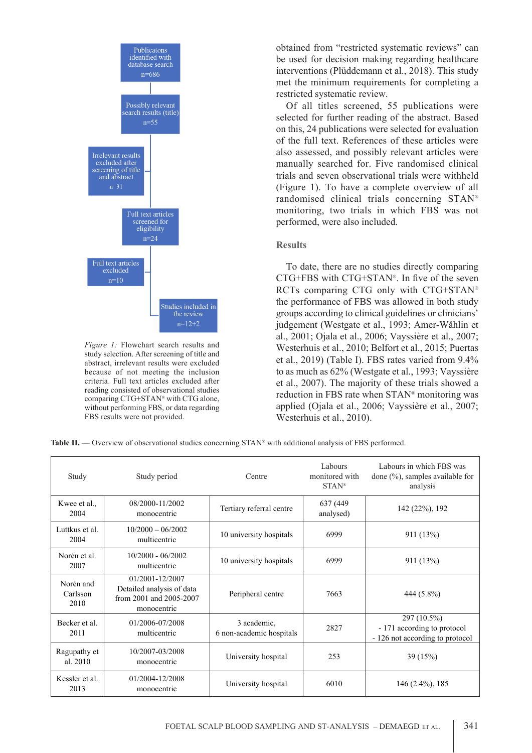Publicatons identified with database search
n=686

Possibly relevant search results (title)
n=55

Irrelevant results excluded after screening of title and abstract
n=31

Full text articles screened for eligibility
n=24

Full text articles excluded
n=10

Studies included in the review
n=12+2

*Figure 1:* Flowchart search results and study selection. After screening of title and abstract, irrelevant results were excluded because of not meeting the inclusion criteria. Full text articles excluded after reading consisted of observational studies comparing CTG+STAN® with CTG alone, without performing FBS, or data regarding FBS results were not provided.

obtained from "restricted systematic reviews" can be used for decision making regarding healthcare interventions (Plüddemann et al., 2018). This study met the minimum requirements for completing a restricted systematic review.

Of all titles screened, 55 publications were selected for further reading of the abstract. Based on this, 24 publications were selected for evaluation of the full text. References of these articles were also assessed, and possibly relevant articles were manually searched for. Five randomised clinical trials and seven observational trials were withheld (Figure 1). To have a complete overview of all randomised clinical trials concerning STAN® monitoring, two trials in which FBS was not performed, were also included.

## Results

To date, there are no studies directly comparing CTG+FBS with CTG+STAN®. In five of the seven RCTs comparing CTG only with CTG+STAN® the performance of FBS was allowed in both study groups according to clinical guidelines or clinicians' judgement (Westgate et al., 1993; Amer-Wåhlin et al., 2001; Ojala et al., 2006; Vayssière et al., 2007; Westerhuis et al., 2010; Belfort et al., 2015; Puertas et al., 2019) (Table I). FBS rates varied from 9.4% to as much as 62% (Westgate et al., 1993; Vayssière et al., 2007). The majority of these trials showed a reduction in FBS rate when STAN® monitoring was applied (Ojala et al., 2006; Vayssière et al., 2007; Westerhuis et al., 2010).

**Table II.** — Overview of observational studies concerning STAN® with additional analysis of FBS performed.

| Study | Study period | Centre | Labours monitored with STAN® | Labours in which FBS was done (%), samples available for analysis |
|---|---|---|---|---|
| Kwee et al., 2004 | 08/2000-11/2002 monocentric | Tertiary referral centre | 637 (449 analysed) | 142 (22%), 192 |
| Luttkus et al. 2004 | 10/2000 – 06/2002 multicentric | 10 university hospitals | 6999 | 911 (13%) |
| Norén et al. 2007 | 10/2000 - 06/2002 multicentric | 10 university hospitals | 6999 | 911 (13%) |
| Norén and Carlsson 2010 | 01/2001-12/2007 Detailed analysis of data from 2001 and 2005-2007 monocentric | Peripheral centre | 7663 | 444 (5.8%) |
| Becker et al. 2011 | 01/2006-07/2008 multicentric | 3 academic, 6 non-academic hospitals | 2827 | 297 (10.5%) - 171 according to protocol - 126 not according to protocol |
| Ragupathy et al. 2010 | 10/2007-03/2008 monocentric | University hospital | 253 | 39 (15%) |
| Kessler et al. 2013 | 01/2004-12/2008 monocentric | University hospital | 6010 | 146 (2.4%), 185 |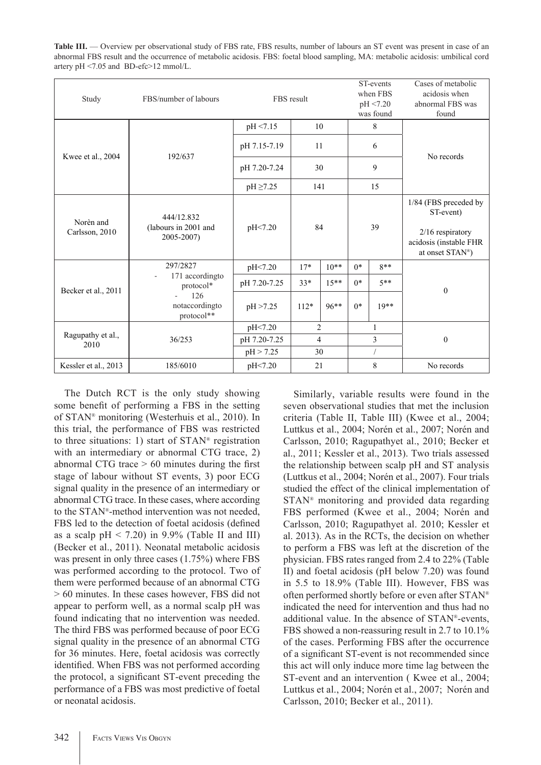**Table III.** — Overview per observational study of FBS rate, FBS results, number of labours an ST event was present in case of an abnormal FBS result and the occurrence of metabolic acidosis. FBS: foetal blood sampling, MA: metabolic acidosis: umbilical cord artery pH <7.05 and BD-efc>12 mmol/L.

| Study | FBS/number of labours | FBS result | | | ST-events when FBS pH <7.20 was found | | Cases of metabolic acidosis when abnormal FBS was found |
|---|---|---|---|---|---|---|---|
| Kwee et al., 2004 | 192/637 | pH <7.15 | 10 | | 8 | | No records |
| | | pH 7.15-7.19 | 11 | | 6 | | |
| | | pH 7.20-7.24 | 30 | | 9 | | |
| | | pH ≥7.25 | 141 | | 15 | | |
| Norèn and Carlsson, 2010 | 444/12.832 (labours in 2001 and 2005-2007) | pH<7.20 | 84 | | 39 | | 1/84 (FBS preceded by ST-event)<br>2/16 respiratory acidosis (instable FHR at onset STAN®) |
| Becker et al., 2011 | 297/2827<br>- 171 accordingto protocol*<br>- 126 notaccordingto protocol** | pH<7.20 | 17* | 10** | 0* | 8** | 0 |
| | | pH 7.20-7.25 | 33* | 15** | 0* | 5** | |
| | | pH >7.25 | 112* | 96** | 0* | 19** | |
| Ragupathy et al., 2010 | 36/253 | pH<7.20 | 2 | | 1 | | 0 |
| | | pH 7.20-7.25 | 4 | | 3 | | |
| | | pH > 7.25 | 30 | | / | | |
| Kessler et al., 2013 | 185/6010 | pH<7.20 | 21 | | 8 | | No records |

The Dutch RCT is the only study showing some benefit of performing a FBS in the setting of STAN® monitoring (Westerhuis et al., 2010). In this trial, the performance of FBS was restricted to three situations: 1) start of STAN® registration with an intermediary or abnormal CTG trace, 2) abnormal CTG trace > 60 minutes during the first stage of labour without ST events, 3) poor ECG signal quality in the presence of an intermediary or abnormal CTG trace. In these cases, where according to the STAN®-method intervention was not needed, FBS led to the detection of foetal acidosis (defined as a scalp pH < 7.20) in 9.9% (Table II and III) (Becker et al., 2011). Neonatal metabolic acidosis was present in only three cases (1.75%) where FBS was performed according to the protocol. Two of them were performed because of an abnormal CTG > 60 minutes. In these cases however, FBS did not appear to perform well, as a normal scalp pH was found indicating that no intervention was needed. The third FBS was performed because of poor ECG signal quality in the presence of an abnormal CTG for 36 minutes. Here, foetal acidosis was correctly identified. When FBS was not performed according the protocol, a significant ST-event preceding the performance of a FBS was most predictive of foetal or neonatal acidosis.

Similarly, variable results were found in the seven observational studies that met the inclusion criteria (Table II, Table III) (Kwee et al., 2004; Luttkus et al., 2004; Norén et al., 2007; Norén and Carlsson, 2010; Ragupathyet al., 2010; Becker et al., 2011; Kessler et al., 2013). Two trials assessed the relationship between scalp pH and ST analysis (Luttkus et al., 2004; Norén et al., 2007). Four trials studied the effect of the clinical implementation of STAN® monitoring and provided data regarding FBS performed (Kwee et al., 2004; Norén and Carlsson, 2010; Ragupathyet al. 2010; Kessler et al. 2013). As in the RCTs, the decision on whether to perform a FBS was left at the discretion of the physician. FBS rates ranged from 2.4 to 22% (Table II) and foetal acidosis (pH below 7.20) was found in 5.5 to 18.9% (Table III). However, FBS was often performed shortly before or even after STAN® indicated the need for intervention and thus had no additional value. In the absence of STAN®-events, FBS showed a non-reassuring result in 2.7 to 10.1% of the cases. Performing FBS after the occurrence of a significant ST-event is not recommended since this act will only induce more time lag between the ST-event and an intervention ( Kwee et al., 2004; Luttkus et al., 2004; Norén et al., 2007; Norén and Carlsson, 2010; Becker et al., 2011).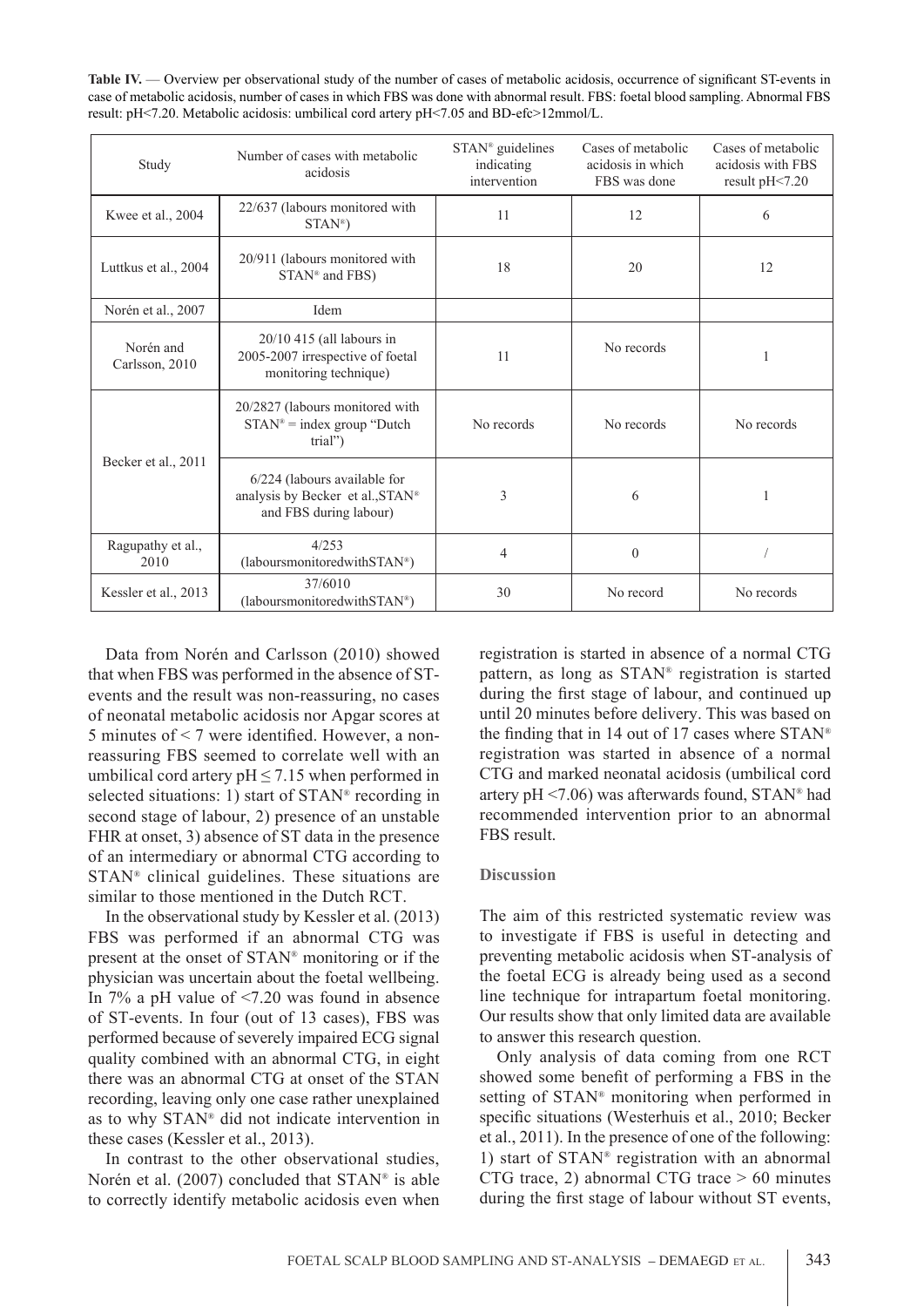**Table IV.** — Overview per observational study of the number of cases of metabolic acidosis, occurrence of significant ST-events in case of metabolic acidosis, number of cases in which FBS was done with abnormal result. FBS: foetal blood sampling. Abnormal FBS result: pH<7.20. Metabolic acidosis: umbilical cord artery pH<7.05 and BD-efc>12mmol/L.

| Study | Number of cases with metabolic acidosis | STAN® guidelines indicating intervention | Cases of metabolic acidosis in which FBS was done | Cases of metabolic acidosis with FBS result pH<7.20 |
|---|---|---|---|---|
| Kwee et al., 2004 | 22/637 (labours monitored with STAN®) | 11 | 12 | 6 |
| Luttkus et al., 2004 | 20/911 (labours monitored with STAN® and FBS) | 18 | 20 | 12 |
| Norén et al., 2007 | Idem | | | |
| Norén and Carlsson, 2010 | 20/10 415 (all labours in 2005-2007 irrespective of foetal monitoring technique) | 11 | No records | 1 |
| Becker et al., 2011 | 20/2827 (labours monitored with STAN® = index group "Dutch trial") | No records | No records | No records |
| | 6/224 (labours available for analysis by Becker et al.,STAN® and FBS during labour) | 3 | 6 | 1 |
| Ragupathy et al., 2010 | 4/253 (laboursmonitoredwithSTAN®) | 4 | 0 | / |
| Kessler et al., 2013 | 37/6010 (laboursmonitoredwithSTAN®) | 30 | No record | No records |

Data from Norén and Carlsson (2010) showed that when FBS was performed in the absence of ST-events and the result was non-reassuring, no cases of neonatal metabolic acidosis nor Apgar scores at 5 minutes of < 7 were identified. However, a non-reassuring FBS seemed to correlate well with an umbilical cord artery pH ≤ 7.15 when performed in selected situations: 1) start of STAN® recording in second stage of labour, 2) presence of an unstable FHR at onset, 3) absence of ST data in the presence of an intermediary or abnormal CTG according to STAN® clinical guidelines. These situations are similar to those mentioned in the Dutch RCT.

In the observational study by Kessler et al. (2013) FBS was performed if an abnormal CTG was present at the onset of STAN® monitoring or if the physician was uncertain about the foetal wellbeing. In 7% a pH value of <7.20 was found in absence of ST-events. In four (out of 13 cases), FBS was performed because of severely impaired ECG signal quality combined with an abnormal CTG, in eight there was an abnormal CTG at onset of the STAN recording, leaving only one case rather unexplained as to why STAN® did not indicate intervention in these cases (Kessler et al., 2013).

In contrast to the other observational studies, Norén et al. (2007) concluded that STAN® is able to correctly identify metabolic acidosis even when registration is started in absence of a normal CTG pattern, as long as STAN® registration is started during the first stage of labour, and continued up until 20 minutes before delivery. This was based on the finding that in 14 out of 17 cases where STAN® registration was started in absence of a normal CTG and marked neonatal acidosis (umbilical cord artery pH <7.06) was afterwards found, STAN® had recommended intervention prior to an abnormal FBS result.

## Discussion

The aim of this restricted systematic review was to investigate if FBS is useful in detecting and preventing metabolic acidosis when ST-analysis of the foetal ECG is already being used as a second line technique for intrapartum foetal monitoring. Our results show that only limited data are available to answer this research question.

Only analysis of data coming from one RCT showed some benefit of performing a FBS in the setting of STAN® monitoring when performed in specific situations (Westerhuis et al., 2010; Becker et al., 2011). In the presence of one of the following: 1) start of STAN® registration with an abnormal CTG trace, 2) abnormal CTG trace > 60 minutes during the first stage of labour without ST events,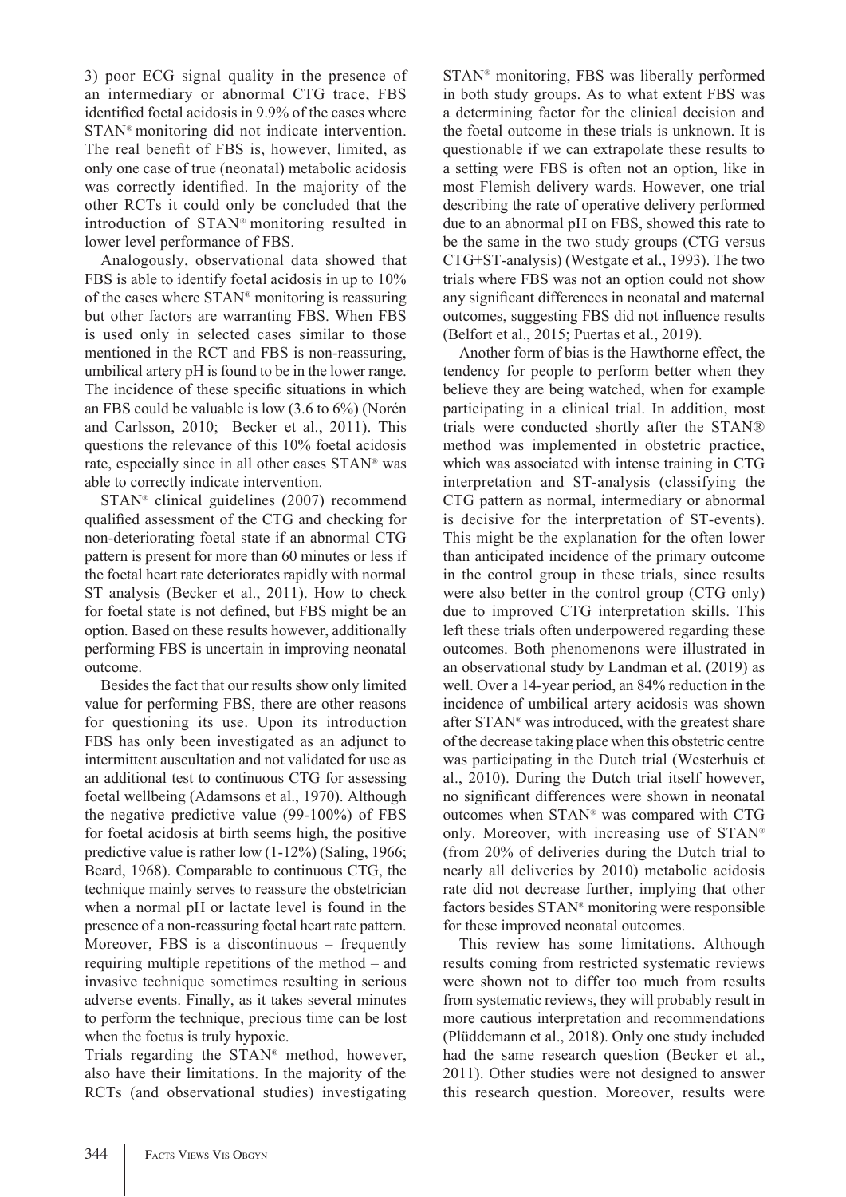3) poor ECG signal quality in the presence of an intermediary or abnormal CTG trace, FBS identified foetal acidosis in 9.9% of the cases where STAN® monitoring did not indicate intervention. The real benefit of FBS is, however, limited, as only one case of true (neonatal) metabolic acidosis was correctly identified. In the majority of the other RCTs it could only be concluded that the introduction of STAN® monitoring resulted in lower level performance of FBS.

Analogously, observational data showed that FBS is able to identify foetal acidosis in up to 10% of the cases where STAN® monitoring is reassuring but other factors are warranting FBS. When FBS is used only in selected cases similar to those mentioned in the RCT and FBS is non-reassuring, umbilical artery pH is found to be in the lower range. The incidence of these specific situations in which an FBS could be valuable is low (3.6 to 6%) (Norén and Carlsson, 2010; Becker et al., 2011). This questions the relevance of this 10% foetal acidosis rate, especially since in all other cases STAN® was able to correctly indicate intervention.

STAN® clinical guidelines (2007) recommend qualified assessment of the CTG and checking for non-deteriorating foetal state if an abnormal CTG pattern is present for more than 60 minutes or less if the foetal heart rate deteriorates rapidly with normal ST analysis (Becker et al., 2011). How to check for foetal state is not defined, but FBS might be an option. Based on these results however, additionally performing FBS is uncertain in improving neonatal outcome.

Besides the fact that our results show only limited value for performing FBS, there are other reasons for questioning its use. Upon its introduction FBS has only been investigated as an adjunct to intermittent auscultation and not validated for use as an additional test to continuous CTG for assessing foetal wellbeing (Adamsons et al., 1970). Although the negative predictive value (99-100%) of FBS for foetal acidosis at birth seems high, the positive predictive value is rather low (1-12%) (Saling, 1966; Beard, 1968). Comparable to continuous CTG, the technique mainly serves to reassure the obstetrician when a normal pH or lactate level is found in the presence of a non-reassuring foetal heart rate pattern. Moreover, FBS is a discontinuous – frequently requiring multiple repetitions of the method – and invasive technique sometimes resulting in serious adverse events. Finally, as it takes several minutes to perform the technique, precious time can be lost when the foetus is truly hypoxic.

Trials regarding the STAN® method, however, also have their limitations. In the majority of the RCTs (and observational studies) investigating STAN® monitoring, FBS was liberally performed in both study groups. As to what extent FBS was a determining factor for the clinical decision and the foetal outcome in these trials is unknown. It is questionable if we can extrapolate these results to a setting were FBS is often not an option, like in most Flemish delivery wards. However, one trial describing the rate of operative delivery performed due to an abnormal pH on FBS, showed this rate to be the same in the two study groups (CTG versus CTG+ST-analysis) (Westgate et al., 1993). The two trials where FBS was not an option could not show any significant differences in neonatal and maternal outcomes, suggesting FBS did not influence results (Belfort et al., 2015; Puertas et al., 2019).

Another form of bias is the Hawthorne effect, the tendency for people to perform better when they believe they are being watched, when for example participating in a clinical trial. In addition, most trials were conducted shortly after the STAN® method was implemented in obstetric practice, which was associated with intense training in CTG interpretation and ST-analysis (classifying the CTG pattern as normal, intermediary or abnormal is decisive for the interpretation of ST-events). This might be the explanation for the often lower than anticipated incidence of the primary outcome in the control group in these trials, since results were also better in the control group (CTG only) due to improved CTG interpretation skills. This left these trials often underpowered regarding these outcomes. Both phenomenons were illustrated in an observational study by Landman et al. (2019) as well. Over a 14-year period, an 84% reduction in the incidence of umbilical artery acidosis was shown after STAN® was introduced, with the greatest share of the decrease taking place when this obstetric centre was participating in the Dutch trial (Westerhuis et al., 2010). During the Dutch trial itself however, no significant differences were shown in neonatal outcomes when STAN® was compared with CTG only. Moreover, with increasing use of STAN® (from 20% of deliveries during the Dutch trial to nearly all deliveries by 2010) metabolic acidosis rate did not decrease further, implying that other factors besides STAN® monitoring were responsible for these improved neonatal outcomes.

This review has some limitations. Although results coming from restricted systematic reviews were shown not to differ too much from results from systematic reviews, they will probably result in more cautious interpretation and recommendations (Plüddemann et al., 2018). Only one study included had the same research question (Becker et al., 2011). Other studies were not designed to answer this research question. Moreover, results were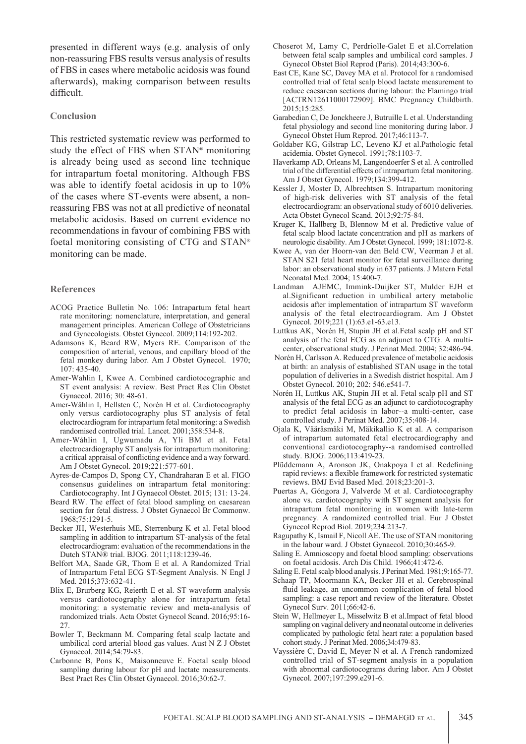presented in different ways (e.g. analysis of only non-reassuring FBS results versus analysis of results of FBS in cases where metabolic acidosis was found afterwards), making comparison between results difficult.

## Conclusion

This restricted systematic review was performed to study the effect of FBS when STAN® monitoring is already being used as second line technique for intrapartum foetal monitoring. Although FBS was able to identify foetal acidosis in up to 10% of the cases where ST-events were absent, a non-reassuring FBS was not at all predictive of neonatal metabolic acidosis. Based on current evidence no recommendations in favour of combining FBS with foetal monitoring consisting of CTG and STAN® monitoring can be made.

## References

ACOG Practice Bulletin No. 106: Intrapartum fetal heart rate monitoring: nomenclature, interpretation, and general management principles. American College of Obstetricians and Gynecologists. Obstet Gynecol. 2009;114:192-202.

Adamsons K, Beard RW, Myers RE. Comparison of the composition of arterial, venous, and capillary blood of the fetal monkey during labor. Am J Obstet Gynecol. 1970; 107: 435-40.

Amer-Wahlin I, Kwee A. Combined cardiotocographic and ST event analysis: A review. Best Pract Res Clin Obstet Gynaecol. 2016; 30: 48-61.

Amer-Wåhlin I, Hellsten C, Norén H et al. Cardiotocography only versus cardiotocography plus ST analysis of fetal electrocardiogram for intrapartum fetal monitoring: a Swedish randomised controlled trial. Lancet. 2001;358:534-8.

Amer-Wåhlin I, Ugwumadu A, Yli BM et al. Fetal electrocardiography ST analysis for intrapartum monitoring: a critical appraisal of conflicting evidence and a way forward. Am J Obstet Gynecol. 2019;221:577-601.

Ayres-de-Campos D, Spong CY, Chandraharan E et al. FIGO consensus guidelines on intrapartum fetal monitoring: Cardiotocography. Int J Gynaecol Obstet. 2015; 131: 13-24.

Beard RW. The effect of fetal blood sampling on caesarean section for fetal distress. J Obstet Gynaecol Br Commonw. 1968;75:1291-5.

Becker JH, Westerhuis ME, Sterrenburg K et al. Fetal blood sampling in addition to intrapartum ST-analysis of the fetal electrocardiogram: evaluation of the recommendations in the Dutch STAN® trial. BJOG. 2011;118:1239-46.

Belfort MA, Saade GR, Thom E et al. A Randomized Trial of Intrapartum Fetal ECG ST-Segment Analysis. N Engl J Med. 2015;373:632-41.

Blix E, Brurberg KG, Reierth E et al. ST waveform analysis versus cardiotocography alone for intrapartum fetal monitoring: a systematic review and meta-analysis of randomized trials. Acta Obstet Gynecol Scand. 2016;95:16-27.

Bowler T, Beckmann M. Comparing fetal scalp lactate and umbilical cord arterial blood gas values. Aust N Z J Obstet Gynaecol. 2014;54:79-83.

Carbonne B, Pons K, Maisonneuve E. Foetal scalp blood sampling during labour for pH and lactate measurements. Best Pract Res Clin Obstet Gynaecol. 2016;30:62-7.

Choserot M, Lamy C, Perdriolle-Galet E et al.Correlation between fetal scalp samples and umbilical cord samples. J Gynecol Obstet Biol Reprod (Paris). 2014;43:300-6.

East CE, Kane SC, Davey MA et al. Protocol for a randomised controlled trial of fetal scalp blood lactate measurement to reduce caesarean sections during labour: the Flamingo trial [ACTRN12611000172909]. BMC Pregnancy Childbirth. 2015;15:285.

Garabedian C, De Jonckheere J, Butruille L et al. Understanding fetal physiology and second line monitoring during labor. J Gynecol Obstet Hum Reprod. 2017;46:113-7.

Goldaber KG, Gilstrap LC, Leveno KJ et al.Pathologic fetal acidemia. Obstet Gynecol. 1991;78:1103-7.

Haverkamp AD, Orleans M, Langendoerfer S et al. A controlled trial of the differential effects of intrapartum fetal monitoring. Am J Obstet Gynecol. 1979;134:399-412.

Kessler J, Moster D, Albrechtsen S. Intrapartum monitoring of high-risk deliveries with ST analysis of the fetal electrocardiogram: an observational study of 6010 deliveries. Acta Obstet Gynecol Scand. 2013;92:75-84.

Kruger K, Hallberg B, Blennow M et al. Predictive value of fetal scalp blood lactate concentration and pH as markers of neurologic disability. Am J Obstet Gynecol. 1999; 181:1072-8.

Kwee A, van der Hoorn-van den Beld CW, Veerman J et al. STAN S21 fetal heart monitor for fetal surveillance during labor: an observational study in 637 patients. J Matern Fetal Neonatal Med. 2004; 15:400-7.

Landman AJEMC, Immink-Duijker ST, Mulder EJH et al.Significant reduction in umbilical artery metabolic acidosis after implementation of intrapartum ST waveform analysis of the fetal electrocardiogram. Am J Obstet Gynecol. 2019;221 (1):63.e1-63.e13.

Luttkus AK, Norén H, Stupin JH et al.Fetal scalp pH and ST analysis of the fetal ECG as an adjunct to CTG. A multi-center, observational study. J Perinat Med. 2004; 32:486-94.

Norén H, Carlsson A. Reduced prevalence of metabolic acidosis at birth: an analysis of established STAN usage in the total population of deliveries in a Swedish district hospital. Am J Obstet Gynecol. 2010; 202: 546.e541-7.

Norén H, Luttkus AK, Stupin JH et al. Fetal scalp pH and ST analysis of the fetal ECG as an adjunct to cardiotocography to predict fetal acidosis in labor--a multi-center, case controlled study. J Perinat Med. 2007;35:408-14.

Ojala K, Vääräsmäki M, Mäkikallio K et al. A comparison of intrapartum automated fetal electrocardiography and conventional cardiotocography--a randomised controlled study. BJOG. 2006;113:419-23.

Plüddemann A, Aronson JK, Onakpoya I et al. Redefining rapid reviews: a flexible framework for restricted systematic reviews. BMJ Evid Based Med. 2018;23:201-3.

Puertas A, Góngora J, Valverde M et al. Cardiotocography alone vs. cardiotocography with ST segment analysis for intrapartum fetal monitoring in women with late-term pregnancy. A randomized controlled trial. Eur J Obstet Gynecol Reprod Biol. 2019;234:213-7.

Ragupathy K, Ismail F, Nicoll AE. The use of STAN monitoring in the labour ward. J Obstet Gynaecol. 2010;30:465-9.

Saling E. Amnioscopy and foetal blood sampling: observations on foetal acidosis. Arch Dis Child. 1966;41:472-6.

Saling E. Fetal scalp blood analysis. J Perinat Med. 1981;9:165-77.

Schaap TP, Moormann KA, Becker JH et al. Cerebrospinal fluid leakage, an uncommon complication of fetal blood sampling: a case report and review of the literature. Obstet Gynecol Surv. 2011;66:42-6.

Stein W, Hellmeyer L, Misselwitz B et al.Impact of fetal blood sampling on vaginal delivery and neonatal outcome in deliveries complicated by pathologic fetal heart rate: a population based cohort study. J Perinat Med. 2006;34:479-83.

Vayssière C, David E, Meyer N et al. A French randomized controlled trial of ST-segment analysis in a population with abnormal cardiotocograms during labor. Am J Obstet Gynecol. 2007;197:299.e291-6.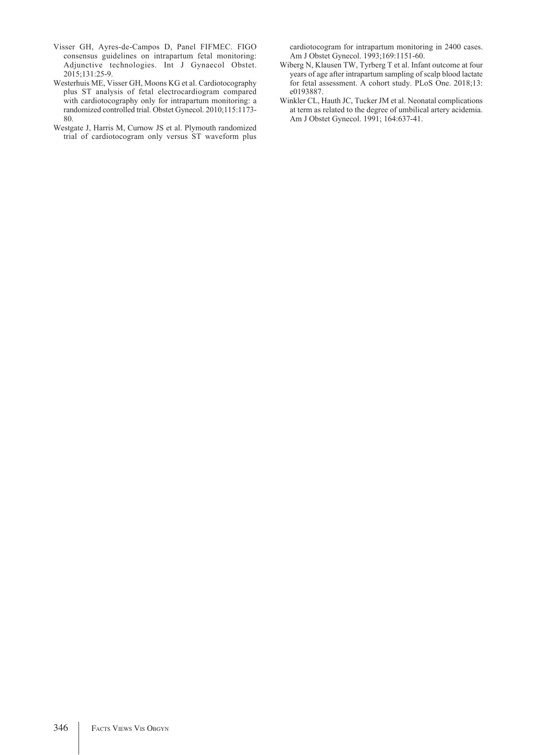Visser GH, Ayres-de-Campos D, Panel FIFMEC. FIGO consensus guidelines on intrapartum fetal monitoring: Adjunctive technologies. Int J Gynaecol Obstet. 2015;131:25-9.

Westerhuis ME, Visser GH, Moons KG et al. Cardiotocography plus ST analysis of fetal electrocardiogram compared with cardiotocography only for intrapartum monitoring: a randomized controlled trial. Obstet Gynecol. 2010;115:1173-80.

Westgate J, Harris M, Curnow JS et al. Plymouth randomized trial of cardiotocogram only versus ST waveform plus cardiotocogram for intrapartum monitoring in 2400 cases. Am J Obstet Gynecol. 1993;169:1151-60.

Wiberg N, Klausen TW, Tyrberg T et al. Infant outcome at four years of age after intrapartum sampling of scalp blood lactate for fetal assessment. A cohort study. PLoS One. 2018;13: e0193887.

Winkler CL, Hauth JC, Tucker JM et al. Neonatal complications at term as related to the degree of umbilical artery acidemia. Am J Obstet Gynecol. 1991; 164:637-41.